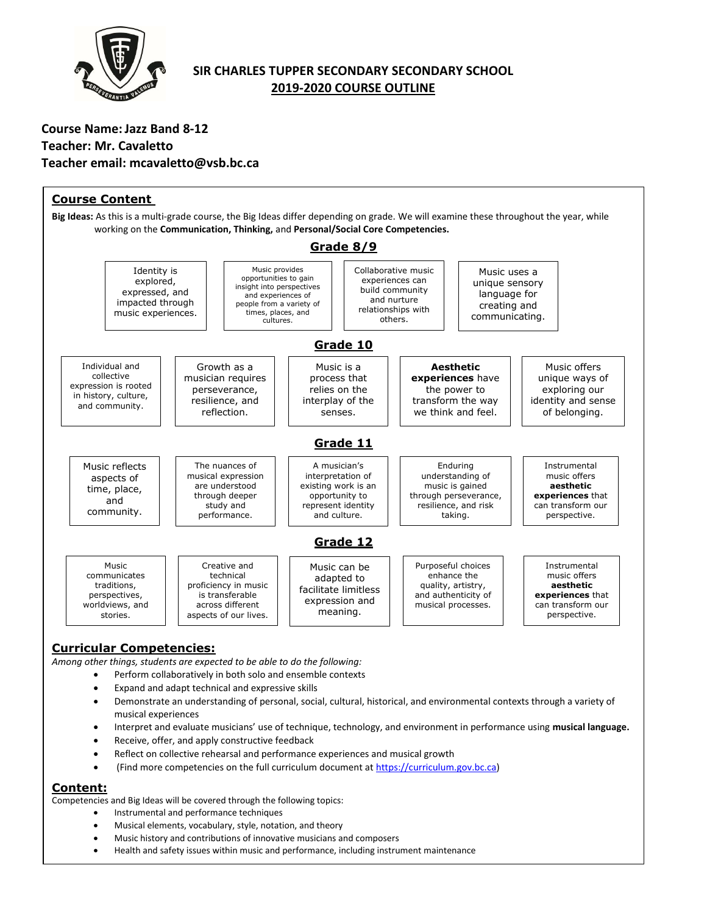# SIR CHARLES TUPPER SECONDARY SECONDARY SCHOOL
## 2019-2020 COURSE OUTLINE

**Course Name: Jazz Band 8-12**
**Teacher: Mr. Cavaletto**
**Teacher email: mcavaletto@vsb.bc.ca**

## Course Content

**Big Ideas:** As this is a multi-grade course, the Big Ideas differ depending on grade. We will examine these throughout the year, while working on the **Communication, Thinking,** and **Personal/Social Core Competencies.**

### Grade 8/9

| | | | |
|---|---|---|---|
| Identity is explored, expressed, and impacted through music experiences. | Music provides opportunities to gain insight into perspectives and experiences of people from a variety of times, places, and cultures. | Collaborative music experiences can build community and nurture relationships with others. | Music uses a unique sensory language for creating and communicating. |

### Grade 10

| | | | | |
|---|---|---|---|---|
| Individual and collective expression is rooted in history, culture, and community. | Growth as a musician requires perseverance, resilience, and reflection. | Music is a process that relies on the interplay of the senses. | **Aesthetic experiences** have the power to transform the way we think and feel. | Music offers unique ways of exploring our identity and sense of belonging. |

### Grade 11

| | | | | |
|---|---|---|---|---|
| Music reflects aspects of time, place, and community. | The nuances of musical expression are understood through deeper study and performance. | A musician's interpretation of existing work is an opportunity to represent identity and culture. | Enduring understanding of music is gained through perseverance, resilience, and risk taking. | Instrumental music offers **aesthetic experiences** that can transform our perspective. |

### Grade 12

| | | | | |
|---|---|---|---|---|
| Music communicates traditions, perspectives, worldviews, and stories. | Creative and technical proficiency in music is transferable across different aspects of our lives. | Music can be adapted to facilitate limitless expression and meaning. | Purposeful choices enhance the quality, artistry, and authenticity of musical processes. | Instrumental music offers **aesthetic experiences** that can transform our perspective. |

## Curricular Competencies:

*Among other things, students are expected to be able to do the following:*

- Perform collaboratively in both solo and ensemble contexts
- Expand and adapt technical and expressive skills
- Demonstrate an understanding of personal, social, cultural, historical, and environmental contexts through a variety of musical experiences
- Interpret and evaluate musicians' use of technique, technology, and environment in performance using **musical language.**
- Receive, offer, and apply constructive feedback
- Reflect on collective rehearsal and performance experiences and musical growth
- (Find more competencies on the full curriculum document at https://curriculum.gov.bc.ca)

## Content:

Competencies and Big Ideas will be covered through the following topics:

- Instrumental and performance techniques
- Musical elements, vocabulary, style, notation, and theory
- Music history and contributions of innovative musicians and composers
- Health and safety issues within music and performance, including instrument maintenance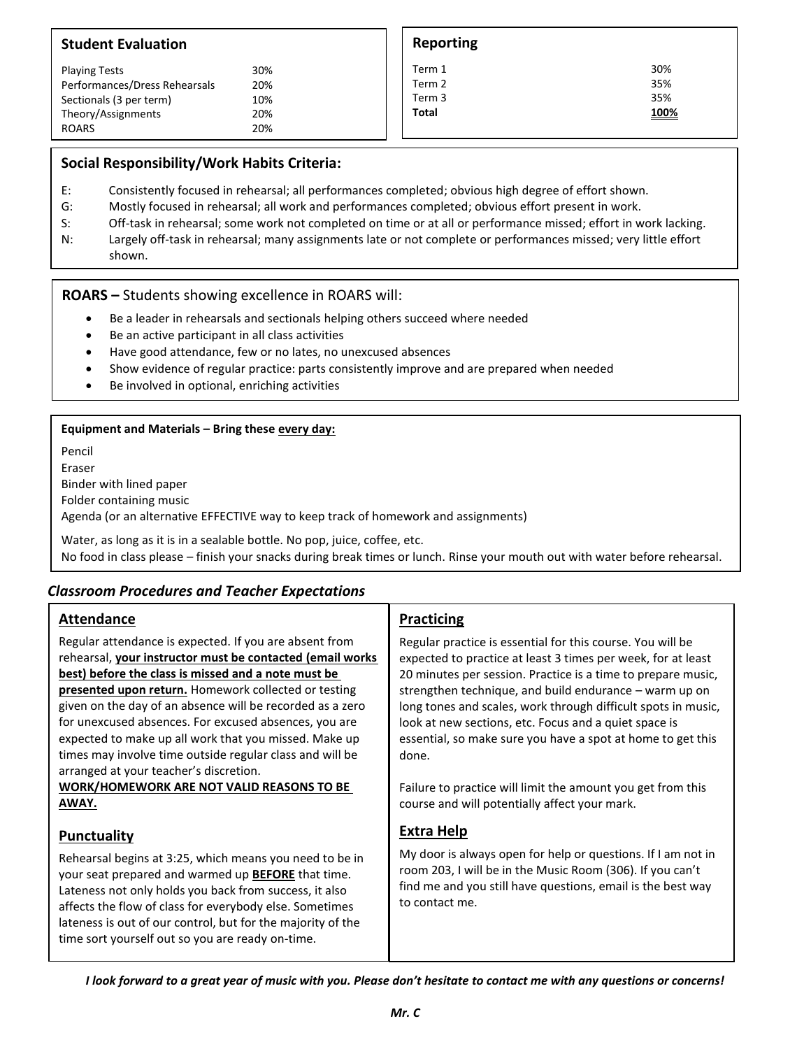## Student Evaluation

| | |
|---|---|
| Playing Tests | 30% |
| Performances/Dress Rehearsals | 20% |
| Sectionals (3 per term) | 10% |
| Theory/Assignments | 20% |
| ROARS | 20% |

## Reporting

| | |
|---|---|
| Term 1 | 30% |
| Term 2 | 35% |
| Term 3 | 35% |
| **Total** | **<u>100%</u>** |

## Social Responsibility/Work Habits Criteria:

E: Consistently focused in rehearsal; all performances completed; obvious high degree of effort shown.

G: Mostly focused in rehearsal; all work and performances completed; obvious effort present in work.

S: Off-task in rehearsal; some work not completed on time or at all or performance missed; effort in work lacking.

N: Largely off-task in rehearsal; many assignments late or not complete or performances missed; very little effort shown.

## **ROARS –** Students showing excellence in ROARS will:

- Be a leader in rehearsals and sectionals helping others succeed where needed
- Be an active participant in all class activities
- Have good attendance, few or no lates, no unexcused absences
- Show evidence of regular practice: parts consistently improve and are prepared when needed
- Be involved in optional, enriching activities

**Equipment and Materials – Bring these <u>every day:</u>**

Pencil
Eraser
Binder with lined paper
Folder containing music
Agenda (or an alternative EFFECTIVE way to keep track of homework and assignments)

Water, as long as it is in a sealable bottle. No pop, juice, coffee, etc.
No food in class please – finish your snacks during break times or lunch. Rinse your mouth out with water before rehearsal.

## *Classroom Procedures and Teacher Expectations*

### <u>Attendance</u>

Regular attendance is expected. If you are absent from rehearsal, **<u>your instructor must be contacted (email works best) before the class is missed and a note must be presented upon return.</u>** Homework collected or testing given on the day of an absence will be recorded as a zero for unexcused absences. For excused absences, you are expected to make up all work that you missed. Make up times may involve time outside regular class and will be arranged at your teacher's discretion.

**<u>WORK/HOMEWORK ARE NOT VALID REASONS TO BE AWAY.</u>**

### <u>Punctuality</u>

Rehearsal begins at 3:25, which means you need to be in your seat prepared and warmed up **<u>BEFORE</u>** that time. Lateness not only holds you back from success, it also affects the flow of class for everybody else. Sometimes lateness is out of our control, but for the majority of the time sort yourself out so you are ready on-time.

### <u>Practicing</u>

Regular practice is essential for this course. You will be expected to practice at least 3 times per week, for at least 20 minutes per session. Practice is a time to prepare music, strengthen technique, and build endurance – warm up on long tones and scales, work through difficult spots in music, look at new sections, etc. Focus and a quiet space is essential, so make sure you have a spot at home to get this done.

Failure to practice will limit the amount you get from this course and will potentially affect your mark.

### <u>Extra Help</u>

My door is always open for help or questions. If I am not in room 203, I will be in the Music Room (306). If you can't find me and you still have questions, email is the best way to contact me.

***I look forward to a great year of music with you. Please don't hesitate to contact me with any questions or concerns!***

***Mr. C***